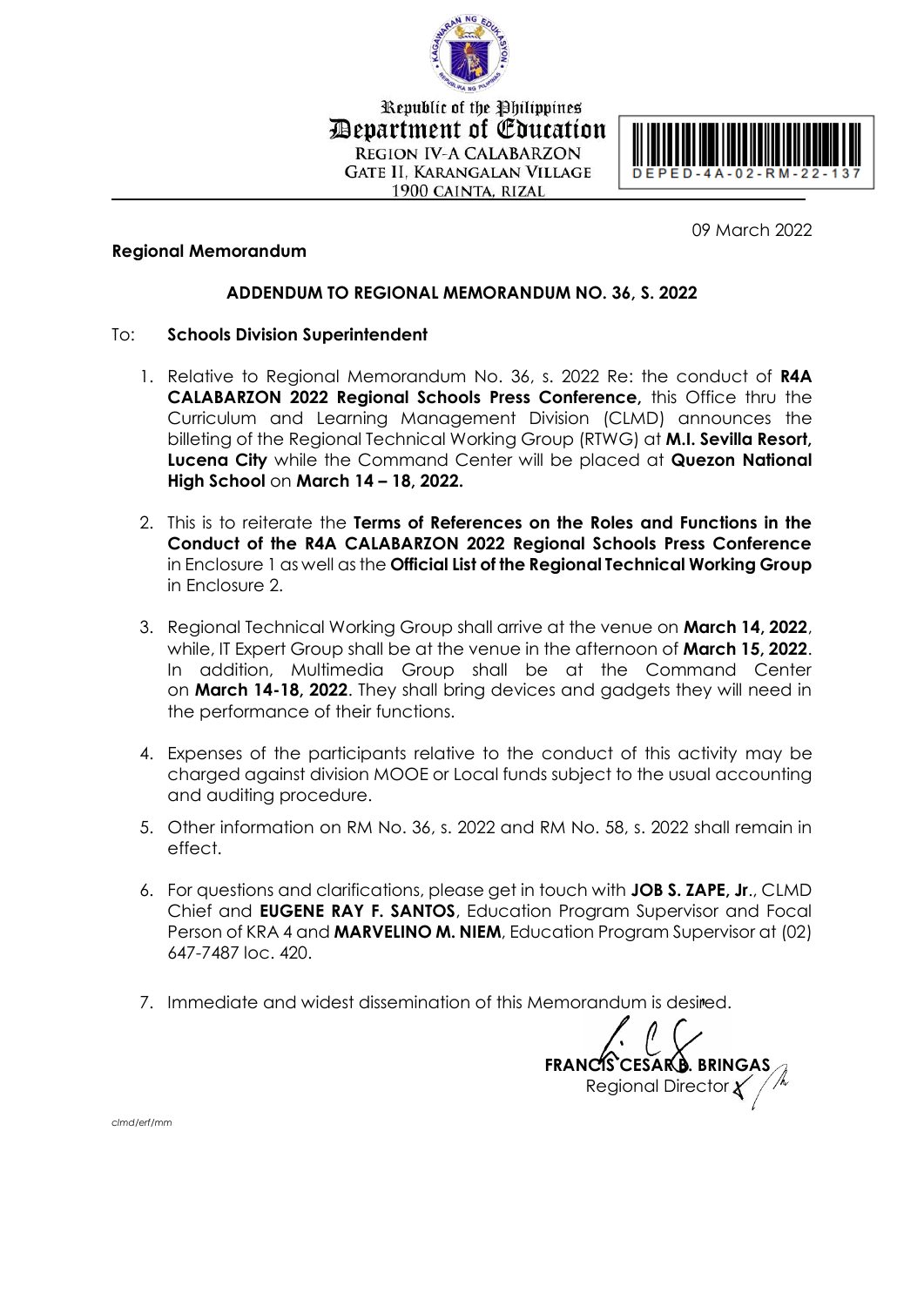Republic of the Philippines
Department of Education
REGION IV-A CALABARZON
GATE II, KARANGALAN VILLAGE
1900 CAINTA, RIZAL

DEPED-4A-02-RM-22-137

09 March 2022

**Regional Memorandum**

**ADDENDUM TO REGIONAL MEMORANDUM NO. 36, S. 2022**

To: **Schools Division Superintendent**

1. Relative to Regional Memorandum No. 36, s. 2022 Re: the conduct of **R4A CALABARZON 2022 Regional Schools Press Conference,** this Office thru the Curriculum and Learning Management Division (CLMD) announces the billeting of the Regional Technical Working Group (RTWG) at **M.I. Sevilla Resort, Lucena City** while the Command Center will be placed at **Quezon National High School** on **March 14 – 18, 2022.**

2. This is to reiterate the **Terms of References on the Roles and Functions in the Conduct of the R4A CALABARZON 2022 Regional Schools Press Conference** in Enclosure 1 as well as the **Official List of the Regional Technical Working Group** in Enclosure 2.

3. Regional Technical Working Group shall arrive at the venue on **March 14, 2022**, while, IT Expert Group shall be at the venue in the afternoon of **March 15, 2022**. In addition, Multimedia Group shall be at the Command Center on **March 14-18, 2022**. They shall bring devices and gadgets they will need in the performance of their functions.

4. Expenses of the participants relative to the conduct of this activity may be charged against division MOOE or Local funds subject to the usual accounting and auditing procedure.

5. Other information on RM No. 36, s. 2022 and RM No. 58, s. 2022 shall remain in effect.

6. For questions and clarifications, please get in touch with **JOB S. ZAPE, Jr**., CLMD Chief and **EUGENE RAY F. SANTOS**, Education Program Supervisor and Focal Person of KRA 4 and **MARVELINO M. NIEM**, Education Program Supervisor at (02) 647-7487 loc. 420.

7. Immediate and widest dissemination of this Memorandum is desired.

**FRANCIS CESAR B. BRINGAS**
Regional Director

clmd/erf/mm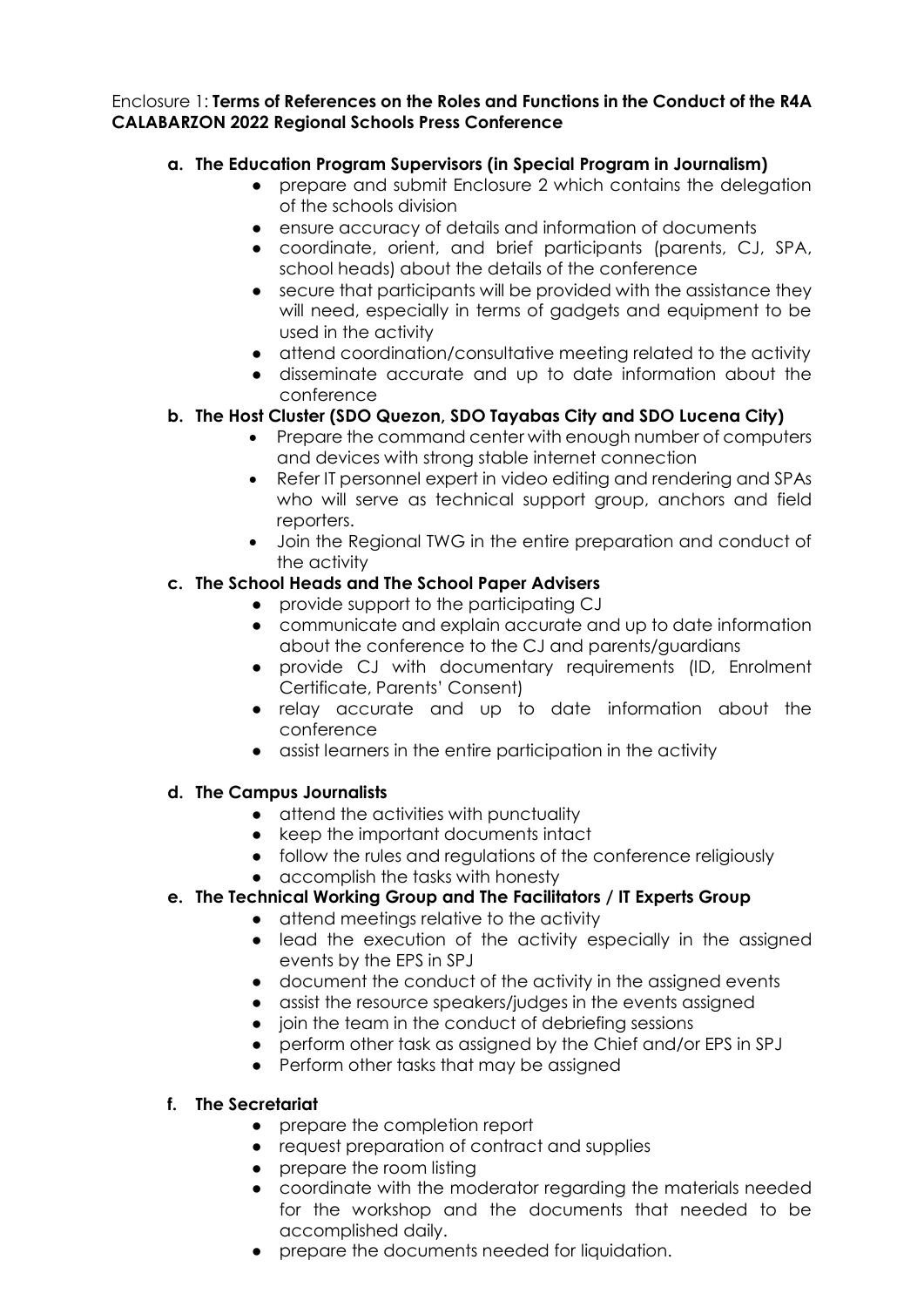Enclosure 1: **Terms of References on the Roles and Functions in the Conduct of the R4A CALABARZON 2022 Regional Schools Press Conference**

**a. The Education Program Supervisors (in Special Program in Journalism)**

- prepare and submit Enclosure 2 which contains the delegation of the schools division
- ensure accuracy of details and information of documents
- coordinate, orient, and brief participants (parents, CJ, SPA, school heads) about the details of the conference
- secure that participants will be provided with the assistance they will need, especially in terms of gadgets and equipment to be used in the activity
- attend coordination/consultative meeting related to the activity
- disseminate accurate and up to date information about the conference

**b. The Host Cluster (SDO Quezon, SDO Tayabas City and SDO Lucena City)**

- Prepare the command center with enough number of computers and devices with strong stable internet connection
- Refer IT personnel expert in video editing and rendering and SPAs who will serve as technical support group, anchors and field reporters.
- Join the Regional TWG in the entire preparation and conduct of the activity

**c. The School Heads and The School Paper Advisers**

- provide support to the participating CJ
- communicate and explain accurate and up to date information about the conference to the CJ and parents/guardians
- provide CJ with documentary requirements (ID, Enrolment Certificate, Parents' Consent)
- relay accurate and up to date information about the conference
- assist learners in the entire participation in the activity

**d. The Campus Journalists**

- attend the activities with punctuality
- keep the important documents intact
- follow the rules and regulations of the conference religiously
- accomplish the tasks with honesty

**e. The Technical Working Group and The Facilitators / IT Experts Group**

- attend meetings relative to the activity
- lead the execution of the activity especially in the assigned events by the EPS in SPJ
- document the conduct of the activity in the assigned events
- assist the resource speakers/judges in the events assigned
- join the team in the conduct of debriefing sessions
- perform other task as assigned by the Chief and/or EPS in SPJ
- Perform other tasks that may be assigned

**f. The Secretariat**

- prepare the completion report
- request preparation of contract and supplies
- prepare the room listing
- coordinate with the moderator regarding the materials needed for the workshop and the documents that needed to be accomplished daily.
- prepare the documents needed for liquidation.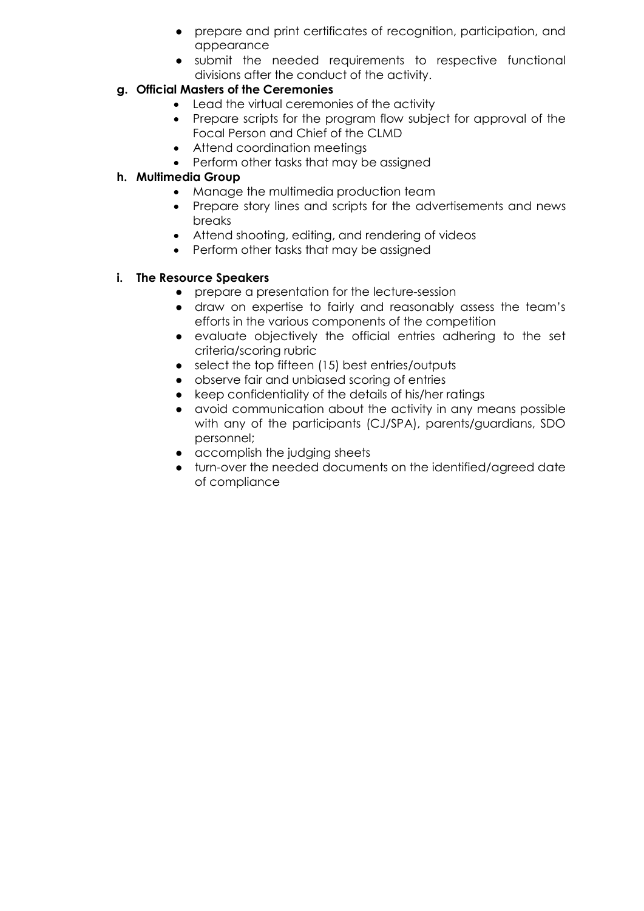- prepare and print certificates of recognition, participation, and appearance
- submit the needed requirements to respective functional divisions after the conduct of the activity.

**g. Official Masters of the Ceremonies**

- Lead the virtual ceremonies of the activity
- Prepare scripts for the program flow subject for approval of the Focal Person and Chief of the CLMD
- Attend coordination meetings
- Perform other tasks that may be assigned

**h. Multimedia Group**

- Manage the multimedia production team
- Prepare story lines and scripts for the advertisements and news breaks
- Attend shooting, editing, and rendering of videos
- Perform other tasks that may be assigned

**i. The Resource Speakers**

- prepare a presentation for the lecture-session
- draw on expertise to fairly and reasonably assess the team's efforts in the various components of the competition
- evaluate objectively the official entries adhering to the set criteria/scoring rubric
- select the top fifteen (15) best entries/outputs
- observe fair and unbiased scoring of entries
- keep confidentiality of the details of his/her ratings
- avoid communication about the activity in any means possible with any of the participants (CJ/SPA), parents/guardians, SDO personnel;
- accomplish the judging sheets
- turn-over the needed documents on the identified/agreed date of compliance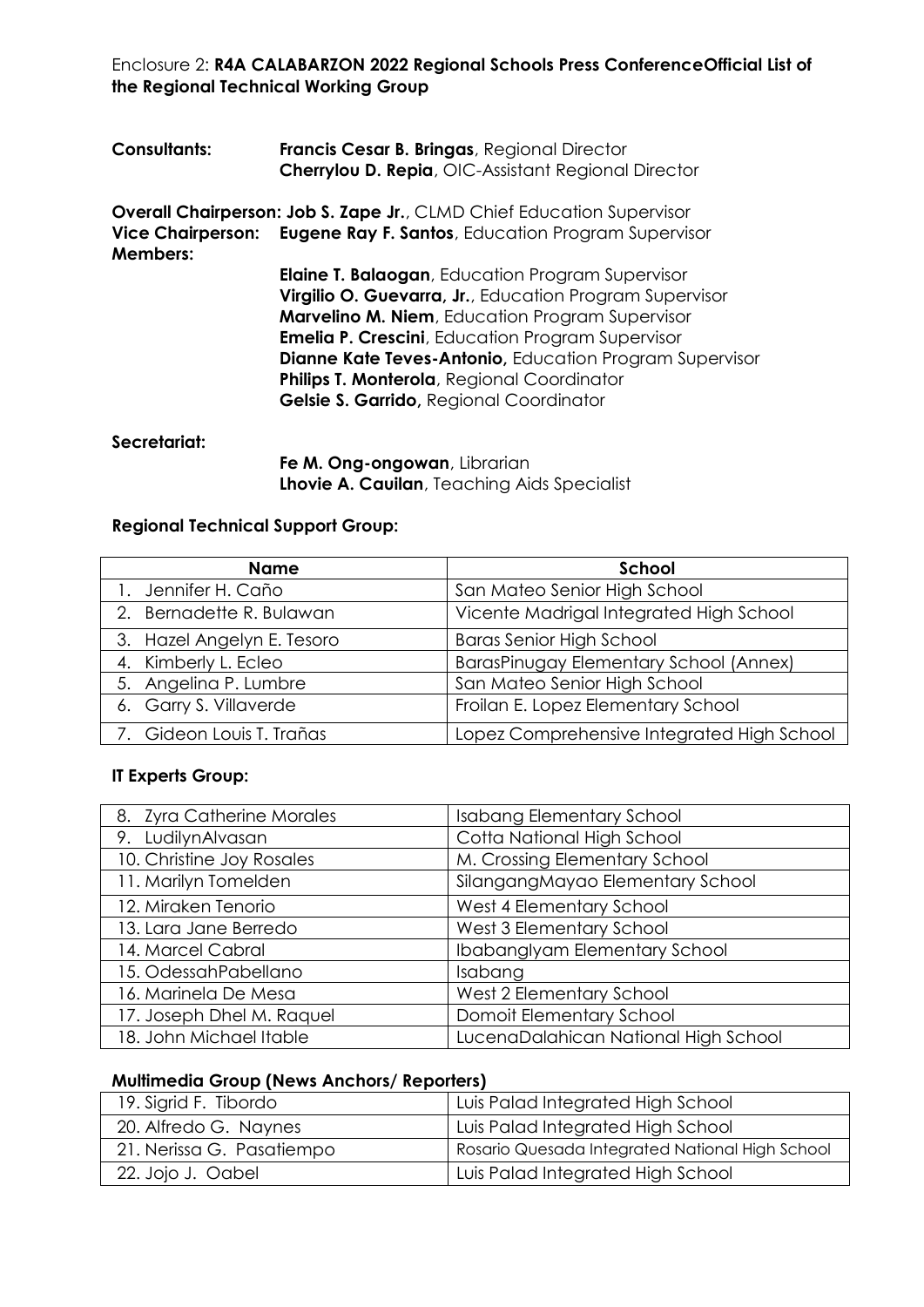Enclosure 2: **R4A CALABARZON 2022 Regional Schools Press ConferenceOfficial List of the Regional Technical Working Group**

**Consultants:** **Francis Cesar B. Bringas**, Regional Director
**Cherrylou D. Repia**, OIC-Assistant Regional Director

**Overall Chairperson: Job S. Zape Jr.**, CLMD Chief Education Supervisor
**Vice Chairperson:** **Eugene Ray F. Santos**, Education Program Supervisor
**Members:**
**Elaine T. Balaogan**, Education Program Supervisor
**Virgilio O. Guevarra, Jr.**, Education Program Supervisor
**Marvelino M. Niem**, Education Program Supervisor
**Emelia P. Crescini**, Education Program Supervisor
**Dianne Kate Teves-Antonio,** Education Program Supervisor
**Philips T. Monterola**, Regional Coordinator
**Gelsie S. Garrido,** Regional Coordinator

**Secretariat:**
**Fe M. Ong-ongowan**, Librarian
**Lhovie A. Cauilan**, Teaching Aids Specialist

**Regional Technical Support Group:**

| Name | School |
|---|---|
| 1. Jennifer H. Caño | San Mateo Senior High School |
| 2. Bernadette R. Bulawan | Vicente Madrigal Integrated High School |
| 3. Hazel Angelyn E. Tesoro | Baras Senior High School |
| 4. Kimberly L. Ecleo | BarasPinugay Elementary School (Annex) |
| 5. Angelina P. Lumbre | San Mateo Senior High School |
| 6. Garry S. Villaverde | Froilan E. Lopez Elementary School |
| 7. Gideon Louis T. Trañas | Lopez Comprehensive Integrated High School |

**IT Experts Group:**

| | |
|---|---|
| 8. Zyra Catherine Morales | Isabang Elementary School |
| 9. LudilynAlvasan | Cotta National High School |
| 10. Christine Joy Rosales | M. Crossing Elementary School |
| 11. Marilyn Tomelden | SilangangMayao Elementary School |
| 12. Miraken Tenorio | West 4 Elementary School |
| 13. Lara Jane Berredo | West 3 Elementary School |
| 14. Marcel Cabral | IbabangIyam Elementary School |
| 15. OdessahPabellano | Isabang |
| 16. Marinela De Mesa | West 2 Elementary School |
| 17. Joseph Dhel M. Raquel | Domoit Elementary School |
| 18. John Michael Itable | LucenaDalahican National High School |

**Multimedia Group (News Anchors/ Reporters)**

| | |
|---|---|
| 19. Sigrid F. Tibordo | Luis Palad Integrated High School |
| 20. Alfredo G. Naynes | Luis Palad Integrated High School |
| 21. Nerissa G. Pasatiempo | Rosario Quesada Integrated National High School |
| 22. Jojo J. Oabel | Luis Palad Integrated High School |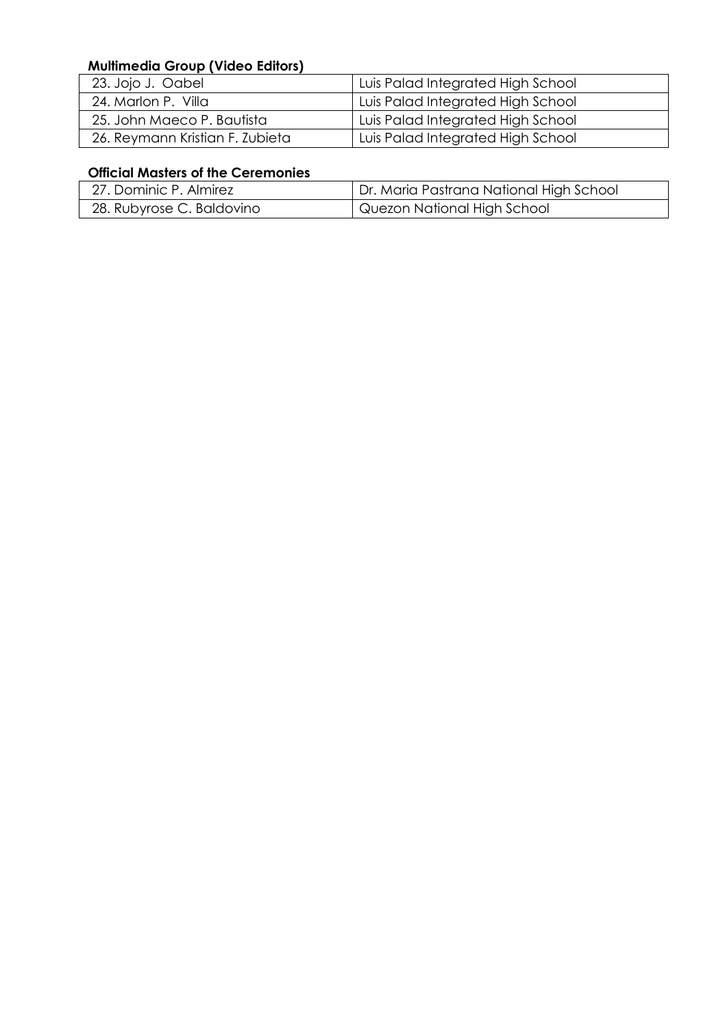**Multimedia Group (Video Editors)**

| | |
|---|---|
| 23. Jojo J. Oabel | Luis Palad Integrated High School |
| 24. Marlon P. Villa | Luis Palad Integrated High School |
| 25. John Maeco P. Bautista | Luis Palad Integrated High School |
| 26. Reymann Kristian F. Zubieta | Luis Palad Integrated High School |

**Official Masters of the Ceremonies**

| | |
|---|---|
| 27. Dominic P. Almirez | Dr. Maria Pastrana National High School |
| 28. Rubyrose C. Baldovino | Quezon National High School |